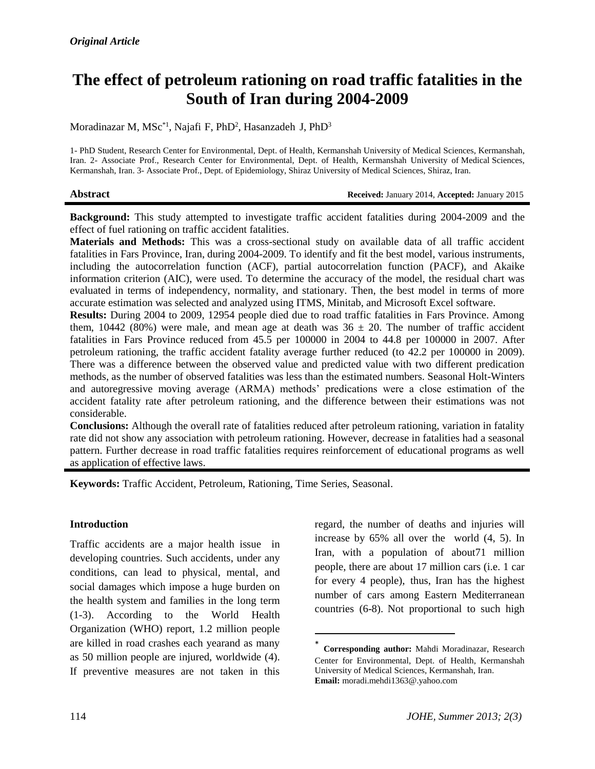*Original Article*

# The effect of petroleum rationing on road traffic fatalities in the South of Iran during 2004-2009

Moradinazar M, MSc*[1], Najafi F, PhD[2], Hasanzadeh J, PhD[3]

1- PhD Student, Research Center for Environmental, Dept. of Health, Kermanshah University of Medical Sciences, Kermanshah, Iran. 2- Associate Prof., Research Center for Environmental, Dept. of Health, Kermanshah University of Medical Sciences, Kermanshah, Iran. 3- Associate Prof., Dept. of Epidemiology, Shiraz University of Medical Sciences, Shiraz, Iran.

**Abstract** **Received:** January 2014, **Accepted:** January 2015

**Background:** This study attempted to investigate traffic accident fatalities during 2004-2009 and the effect of fuel rationing on traffic accident fatalities.

**Materials and Methods:** This was a cross-sectional study on available data of all traffic accident fatalities in Fars Province, Iran, during 2004-2009. To identify and fit the best model, various instruments, including the autocorrelation function (ACF), partial autocorrelation function (PACF), and Akaike information criterion (AIC), were used. To determine the accuracy of the model, the residual chart was evaluated in terms of independency, normality, and stationary. Then, the best model in terms of more accurate estimation was selected and analyzed using ITMS, Minitab, and Microsoft Excel software.

**Results:** During 2004 to 2009, 12954 people died due to road traffic fatalities in Fars Province. Among them, 10442 (80%) were male, and mean age at death was 36 ± 20. The number of traffic accident fatalities in Fars Province reduced from 45.5 per 100000 in 2004 to 44.8 per 100000 in 2007. After petroleum rationing, the traffic accident fatality average further reduced (to 42.2 per 100000 in 2009). There was a difference between the observed value and predicted value with two different predication methods, as the number of observed fatalities was less than the estimated numbers. Seasonal Holt-Winters and autoregressive moving average (ARMA) methods' predications were a close estimation of the accident fatality rate after petroleum rationing, and the difference between their estimations was not considerable.

**Conclusions:** Although the overall rate of fatalities reduced after petroleum rationing, variation in fatality rate did not show any association with petroleum rationing. However, decrease in fatalities had a seasonal pattern. Further decrease in road traffic fatalities requires reinforcement of educational programs as well as application of effective laws.

**Keywords:** Traffic Accident, Petroleum, Rationing, Time Series, Seasonal.

## Introduction

Traffic accidents are a major health issue in developing countries. Such accidents, under any conditions, can lead to physical, mental, and social damages which impose a huge burden on the health system and families in the long term (1-3). According to the World Health Organization (WHO) report, 1.2 million people are killed in road crashes each yearand as many as 50 million people are injured, worldwide (4). If preventive measures are not taken in this regard, the number of deaths and injuries will increase by 65% all over the world (4, 5). In Iran, with a population of about71 million people, there are about 17 million cars (i.e. 1 car for every 4 people), thus, Iran has the highest number of cars among Eastern Mediterranean countries (6-8). Not proportional to such high

* **Corresponding author:** Mahdi Moradinazar, Research Center for Environmental, Dept. of Health, Kermanshah University of Medical Sciences, Kermanshah, Iran. **Email:** moradi.mehdi1363@.yahoo.com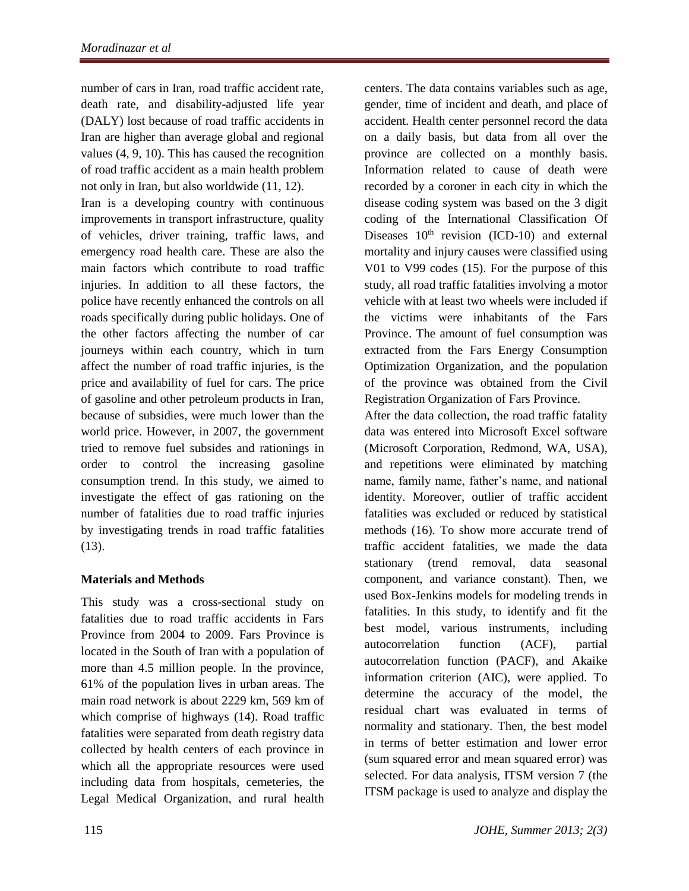number of cars in Iran, road traffic accident rate, death rate, and disability-adjusted life year (DALY) lost because of road traffic accidents in Iran are higher than average global and regional values (4, 9, 10). This has caused the recognition of road traffic accident as a main health problem not only in Iran, but also worldwide (11, 12).

Iran is a developing country with continuous improvements in transport infrastructure, quality of vehicles, driver training, traffic laws, and emergency road health care. These are also the main factors which contribute to road traffic injuries. In addition to all these factors, the police have recently enhanced the controls on all roads specifically during public holidays. One of the other factors affecting the number of car journeys within each country, which in turn affect the number of road traffic injuries, is the price and availability of fuel for cars. The price of gasoline and other petroleum products in Iran, because of subsidies, were much lower than the world price. However, in 2007, the government tried to remove fuel subsides and rationings in order to control the increasing gasoline consumption trend. In this study, we aimed to investigate the effect of gas rationing on the number of fatalities due to road traffic injuries by investigating trends in road traffic fatalities (13).

## Materials and Methods

This study was a cross-sectional study on fatalities due to road traffic accidents in Fars Province from 2004 to 2009. Fars Province is located in the South of Iran with a population of more than 4.5 million people. In the province, 61% of the population lives in urban areas. The main road network is about 2229 km, 569 km of which comprise of highways (14). Road traffic fatalities were separated from death registry data collected by health centers of each province in which all the appropriate resources were used including data from hospitals, cemeteries, the Legal Medical Organization, and rural health centers. The data contains variables such as age, gender, time of incident and death, and place of accident. Health center personnel record the data on a daily basis, but data from all over the province are collected on a monthly basis. Information related to cause of death were recorded by a coroner in each city in which the disease coding system was based on the 3 digit coding of the International Classification Of Diseases 10th revision (ICD-10) and external mortality and injury causes were classified using V01 to V99 codes (15). For the purpose of this study, all road traffic fatalities involving a motor vehicle with at least two wheels were included if the victims were inhabitants of the Fars Province. The amount of fuel consumption was extracted from the Fars Energy Consumption Optimization Organization, and the population of the province was obtained from the Civil Registration Organization of Fars Province.

After the data collection, the road traffic fatality data was entered into Microsoft Excel software (Microsoft Corporation, Redmond, WA, USA), and repetitions were eliminated by matching name, family name, father's name, and national identity. Moreover, outlier of traffic accident fatalities was excluded or reduced by statistical methods (16). To show more accurate trend of traffic accident fatalities, we made the data stationary (trend removal, data seasonal component, and variance constant). Then, we used Box-Jenkins models for modeling trends in fatalities. In this study, to identify and fit the best model, various instruments, including autocorrelation function (ACF), partial autocorrelation function (PACF), and Akaike information criterion (AIC), were applied. To determine the accuracy of the model, the residual chart was evaluated in terms of normality and stationary. Then, the best model in terms of better estimation and lower error (sum squared error and mean squared error) was selected. For data analysis, ITSM version 7 (the ITSM package is used to analyze and display the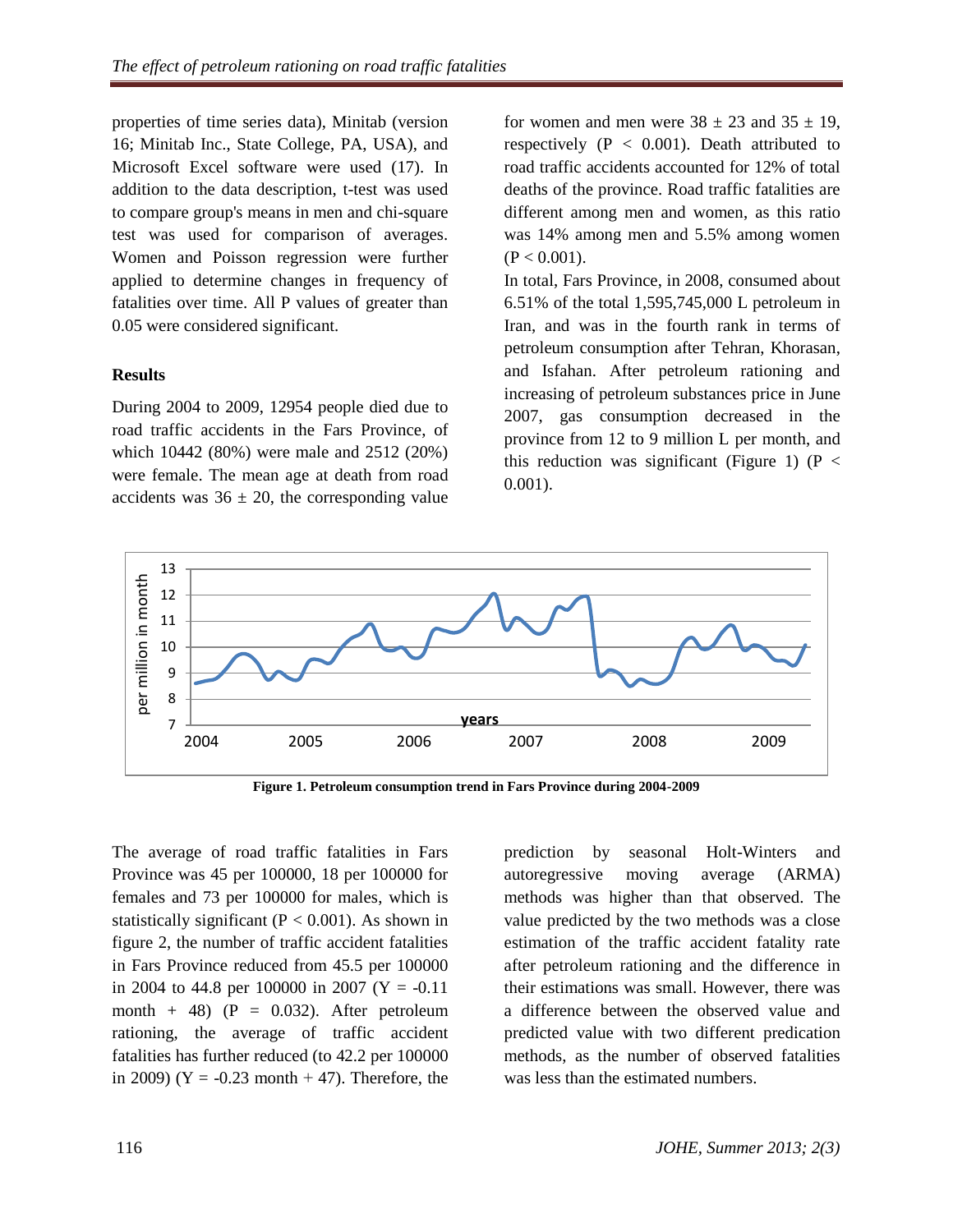properties of time series data), Minitab (version 16; Minitab Inc., State College, PA, USA), and Microsoft Excel software were used (17). In addition to the data description, t-test was used to compare group's means in men and chi-square test was used for comparison of averages. Women and Poisson regression were further applied to determine changes in frequency of fatalities over time. All P values of greater than 0.05 were considered significant.

## Results

During 2004 to 2009, 12954 people died due to road traffic accidents in the Fars Province, of which 10442 (80%) were male and 2512 (20%) were female. The mean age at death from road accidents was 36 ± 20, the corresponding value for women and men were 38 ± 23 and 35 ± 19, respectively ($P < 0.001$). Death attributed to road traffic accidents accounted for 12% of total deaths of the province. Road traffic fatalities are different among men and women, as this ratio was 14% among men and 5.5% among women ($P < 0.001$).

In total, Fars Province, in 2008, consumed about 6.51% of the total 1,595,745,000 L petroleum in Iran, and was in the fourth rank in terms of petroleum consumption after Tehran, Khorasan, and Isfahan. After petroleum rationing and increasing of petroleum substances price in June 2007, gas consumption decreased in the province from 12 to 9 million L per month, and this reduction was significant (Figure 1) ($P < 0.001$).

**Figure 1. Petroleum consumption trend in Fars Province during 2004-2009**

The average of road traffic fatalities in Fars Province was 45 per 100000, 18 per 100000 for females and 73 per 100000 for males, which is statistically significant ($P < 0.001$). As shown in figure 2, the number of traffic accident fatalities in Fars Province reduced from 45.5 per 100000 in 2004 to 44.8 per 100000 in 2007 ($Y = -0.11$ month $+ 48$) ($P = 0.032$). After petroleum rationing, the average of traffic accident fatalities has further reduced (to 42.2 per 100000 in 2009) ($Y = -0.23$ month $+ 47$). Therefore, the prediction by seasonal Holt-Winters and autoregressive moving average (ARMA) methods was higher than that observed. The value predicted by the two methods was a close estimation of the traffic accident fatality rate after petroleum rationing and the difference in their estimations was small. However, there was a difference between the observed value and predicted value with two different predication methods, as the number of observed fatalities was less than the estimated numbers.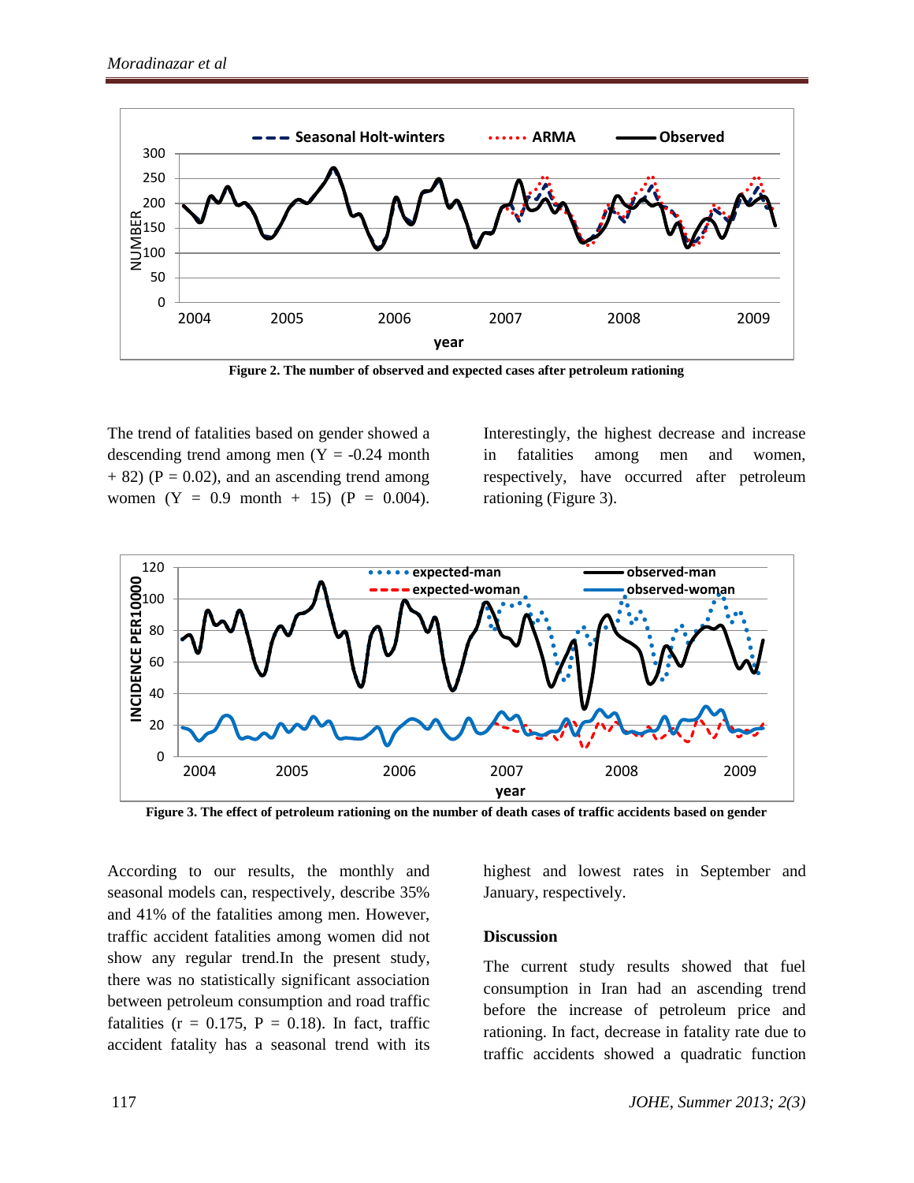Figure 2. The number of observed and expected cases after petroleum rationing

The trend of fatalities based on gender showed a descending trend among men ($Y = -0.24$ month $+ 82$) ($P = 0.02$), and an ascending trend among women ($Y = 0.9$ month $+ 15$) ($P = 0.004$). Interestingly, the highest decrease and increase in fatalities among men and women, respectively, have occurred after petroleum rationing (Figure 3).

Figure 3. The effect of petroleum rationing on the number of death cases of traffic accidents based on gender

According to our results, the monthly and seasonal models can, respectively, describe 35% and 41% of the fatalities among men. However, traffic accident fatalities among women did not show any regular trend.In the present study, there was no statistically significant association between petroleum consumption and road traffic fatalities ($r = 0.175$, $P = 0.18$). In fact, traffic accident fatality has a seasonal trend with its highest and lowest rates in September and January, respectively.

## Discussion

The current study results showed that fuel consumption in Iran had an ascending trend before the increase of petroleum price and rationing. In fact, decrease in fatality rate due to traffic accidents showed a quadratic function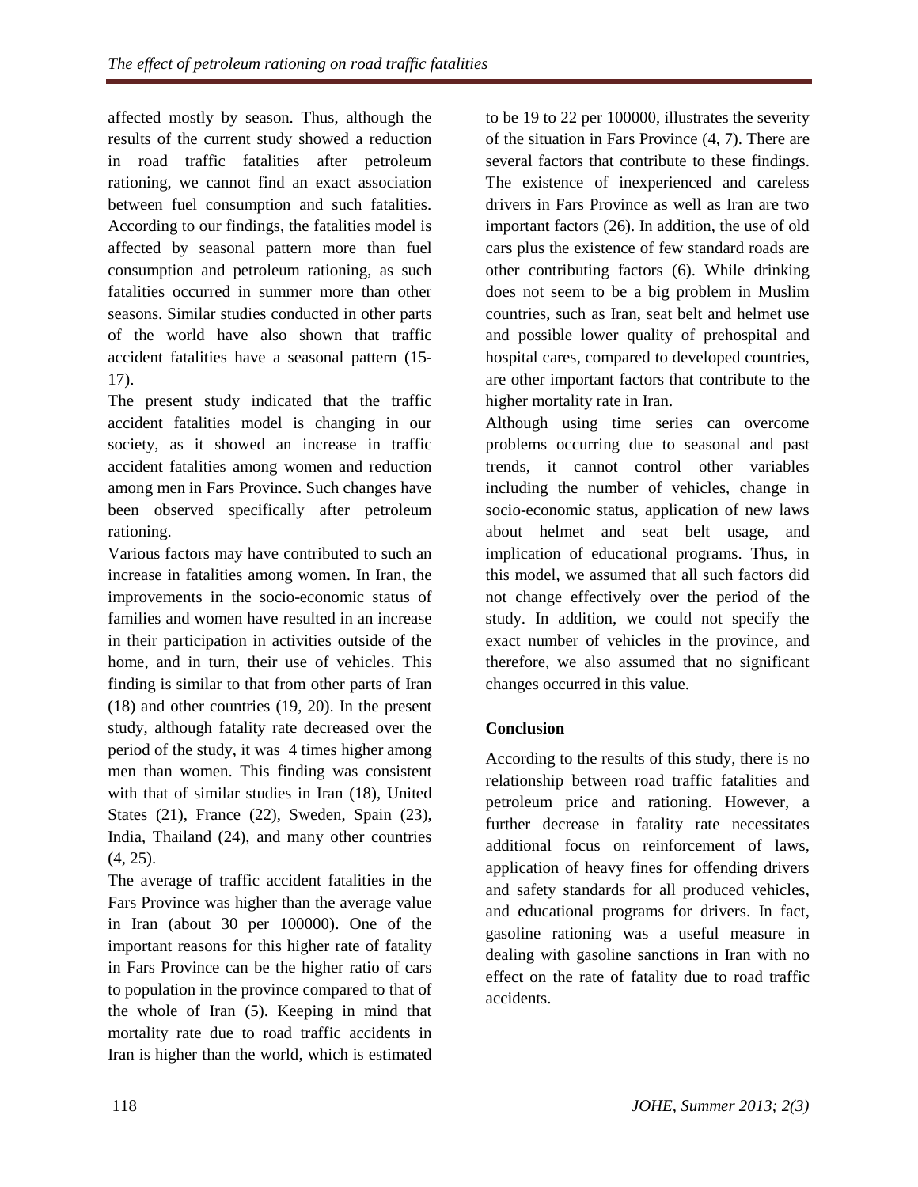affected mostly by season. Thus, although the results of the current study showed a reduction in road traffic fatalities after petroleum rationing, we cannot find an exact association between fuel consumption and such fatalities. According to our findings, the fatalities model is affected by seasonal pattern more than fuel consumption and petroleum rationing, as such fatalities occurred in summer more than other seasons. Similar studies conducted in other parts of the world have also shown that traffic accident fatalities have a seasonal pattern (15-17).

The present study indicated that the traffic accident fatalities model is changing in our society, as it showed an increase in traffic accident fatalities among women and reduction among men in Fars Province. Such changes have been observed specifically after petroleum rationing.

Various factors may have contributed to such an increase in fatalities among women. In Iran, the improvements in the socio-economic status of families and women have resulted in an increase in their participation in activities outside of the home, and in turn, their use of vehicles. This finding is similar to that from other parts of Iran (18) and other countries (19, 20). In the present study, although fatality rate decreased over the period of the study, it was 4 times higher among men than women. This finding was consistent with that of similar studies in Iran (18), United States (21), France (22), Sweden, Spain (23), India, Thailand (24), and many other countries (4, 25).

The average of traffic accident fatalities in the Fars Province was higher than the average value in Iran (about 30 per 100000). One of the important reasons for this higher rate of fatality in Fars Province can be the higher ratio of cars to population in the province compared to that of the whole of Iran (5). Keeping in mind that mortality rate due to road traffic accidents in Iran is higher than the world, which is estimated to be 19 to 22 per 100000, illustrates the severity of the situation in Fars Province (4, 7). There are several factors that contribute to these findings. The existence of inexperienced and careless drivers in Fars Province as well as Iran are two important factors (26). In addition, the use of old cars plus the existence of few standard roads are other contributing factors (6). While drinking does not seem to be a big problem in Muslim countries, such as Iran, seat belt and helmet use and possible lower quality of prehospital and hospital cares, compared to developed countries, are other important factors that contribute to the higher mortality rate in Iran.

Although using time series can overcome problems occurring due to seasonal and past trends, it cannot control other variables including the number of vehicles, change in socio-economic status, application of new laws about helmet and seat belt usage, and implication of educational programs. Thus, in this model, we assumed that all such factors did not change effectively over the period of the study. In addition, we could not specify the exact number of vehicles in the province, and therefore, we also assumed that no significant changes occurred in this value.

## Conclusion

According to the results of this study, there is no relationship between road traffic fatalities and petroleum price and rationing. However, a further decrease in fatality rate necessitates additional focus on reinforcement of laws, application of heavy fines for offending drivers and safety standards for all produced vehicles, and educational programs for drivers. In fact, gasoline rationing was a useful measure in dealing with gasoline sanctions in Iran with no effect on the rate of fatality due to road traffic accidents.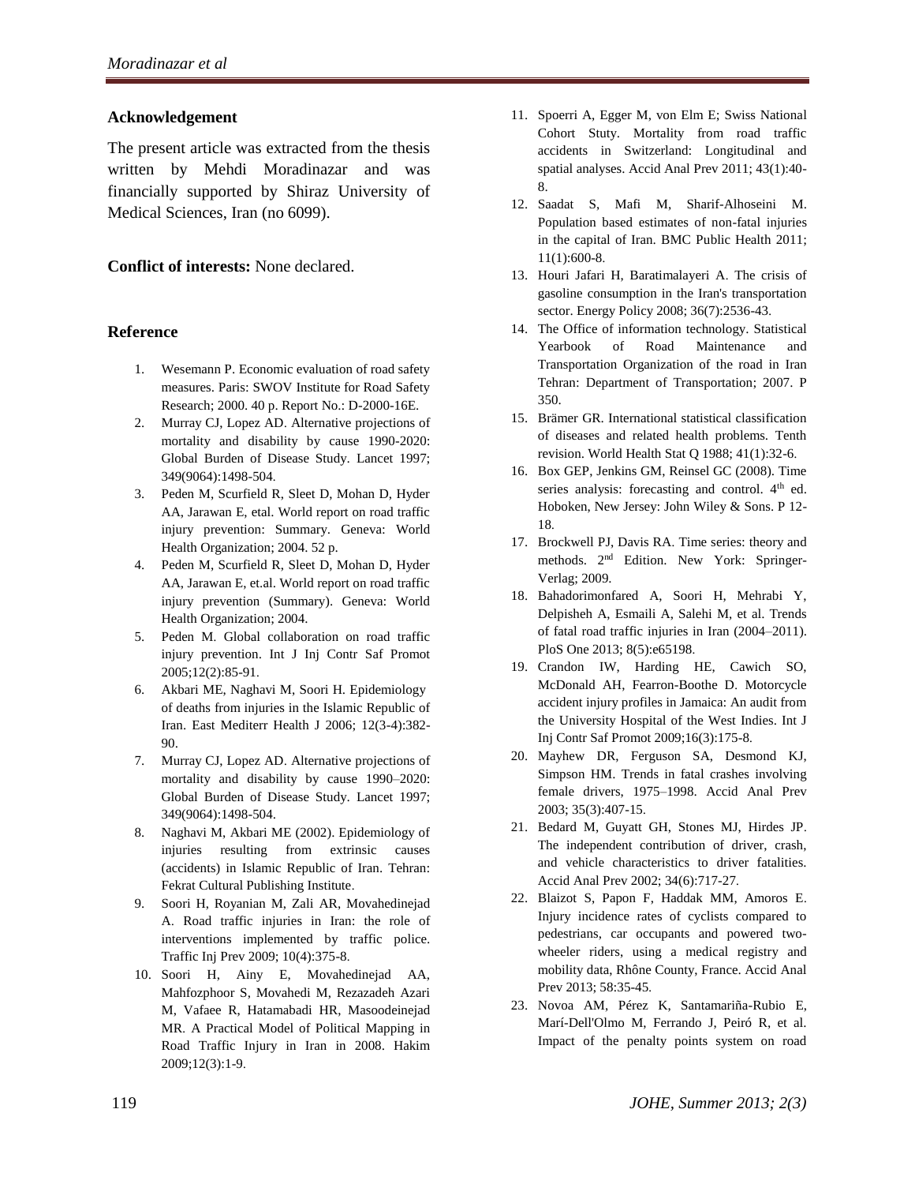## Acknowledgement

The present article was extracted from the thesis written by Mehdi Moradinazar and was financially supported by Shiraz University of Medical Sciences, Iran (no 6099).

**Conflict of interests:** None declared.

## Reference

1. Wesemann P. Economic evaluation of road safety measures. Paris: SWOV Institute for Road Safety Research; 2000. 40 p. Report No.: D-2000-16E.
2. Murray CJ, Lopez AD. Alternative projections of mortality and disability by cause 1990-2020: Global Burden of Disease Study. Lancet 1997; 349(9064):1498-504.
3. Peden M, Scurfield R, Sleet D, Mohan D, Hyder AA, Jarawan E, etal. World report on road traffic injury prevention: Summary. Geneva: World Health Organization; 2004. 52 p.
4. Peden M, Scurfield R, Sleet D, Mohan D, Hyder AA, Jarawan E, et.al. World report on road traffic injury prevention (Summary). Geneva: World Health Organization; 2004.
5. Peden M. Global collaboration on road traffic injury prevention. Int J Inj Contr Saf Promot 2005;12(2):85-91.
6. Akbari ME, Naghavi M, Soori H. Epidemiology of deaths from injuries in the Islamic Republic of Iran. East Mediterr Health J 2006; 12(3-4):382-90.
7. Murray CJ, Lopez AD. Alternative projections of mortality and disability by cause 1990–2020: Global Burden of Disease Study. Lancet 1997; 349(9064):1498-504.
8. Naghavi M, Akbari ME (2002). Epidemiology of injuries resulting from extrinsic causes (accidents) in Islamic Republic of Iran. Tehran: Fekrat Cultural Publishing Institute.
9. Soori H, Royanian M, Zali AR, Movahedinejad A. Road traffic injuries in Iran: the role of interventions implemented by traffic police. Traffic Inj Prev 2009; 10(4):375-8.
10. Soori H, Ainy E, Movahedinejad AA, Mahfozphoor S, Movahedi M, Rezazadeh Azari M, Vafaee R, Hatamabadi HR, Masoodeinejad MR. A Practical Model of Political Mapping in Road Traffic Injury in Iran in 2008. Hakim 2009;12(3):1-9.
11. Spoerri A, Egger M, von Elm E; Swiss National Cohort Stuty. Mortality from road traffic accidents in Switzerland: Longitudinal and spatial analyses. Accid Anal Prev 2011; 43(1):40-8.
12. Saadat S, Mafi M, Sharif-Alhoseini M. Population based estimates of non-fatal injuries in the capital of Iran. BMC Public Health 2011; 11(1):600-8.
13. Houri Jafari H, Baratimalayeri A. The crisis of gasoline consumption in the Iran's transportation sector. Energy Policy 2008; 36(7):2536-43.
14. The Office of information technology. Statistical Yearbook of Road Maintenance and Transportation Organization of the road in Iran Tehran: Department of Transportation; 2007. P 350.
15. Brämer GR. International statistical classification of diseases and related health problems. Tenth revision. World Health Stat Q 1988; 41(1):32-6.
16. Box GEP, Jenkins GM, Reinsel GC (2008). Time series analysis: forecasting and control. 4th ed. Hoboken, New Jersey: John Wiley & Sons. P 12-18.
17. Brockwell PJ, Davis RA. Time series: theory and methods. 2nd Edition. New York: Springer-Verlag; 2009.
18. Bahadorimonfared A, Soori H, Mehrabi Y, Delpisheh A, Esmaili A, Salehi M, et al. Trends of fatal road traffic injuries in Iran (2004–2011). PloS One 2013; 8(5):e65198.
19. Crandon IW, Harding HE, Cawich SO, McDonald AH, Fearron-Boothe D. Motorcycle accident injury profiles in Jamaica: An audit from the University Hospital of the West Indies. Int J Inj Contr Saf Promot 2009;16(3):175-8.
20. Mayhew DR, Ferguson SA, Desmond KJ, Simpson HM. Trends in fatal crashes involving female drivers, 1975–1998. Accid Anal Prev 2003; 35(3):407-15.
21. Bedard M, Guyatt GH, Stones MJ, Hirdes JP. The independent contribution of driver, crash, and vehicle characteristics to driver fatalities. Accid Anal Prev 2002; 34(6):717-27.
22. Blaizot S, Papon F, Haddak MM, Amoros E. Injury incidence rates of cyclists compared to pedestrians, car occupants and powered two-wheeler riders, using a medical registry and mobility data, Rhône County, France. Accid Anal Prev 2013; 58:35-45.
23. Novoa AM, Pérez K, Santamariña-Rubio E, Marí-Dell'Olmo M, Ferrando J, Peiró R, et al. Impact of the penalty points system on road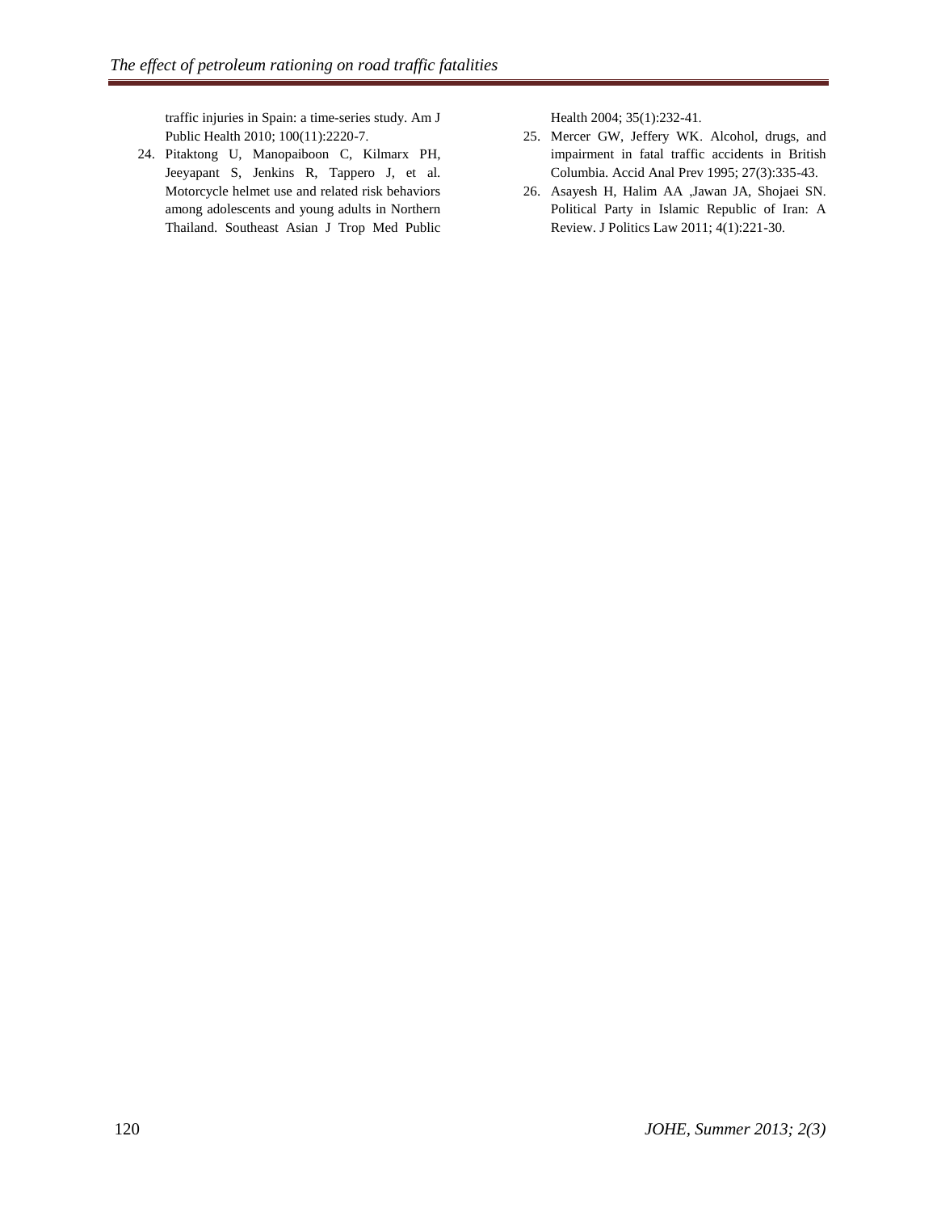traffic injuries in Spain: a time-series study. Am J Public Health 2010; 100(11):2220-7.

24. Pitaktong U, Manopaiboon C, Kilmarx PH, Jeeyapant S, Jenkins R, Tappero J, et al. Motorcycle helmet use and related risk behaviors among adolescents and young adults in Northern Thailand. Southeast Asian J Trop Med Public Health 2004; 35(1):232-41.
25. Mercer GW, Jeffery WK. Alcohol, drugs, and impairment in fatal traffic accidents in British Columbia. Accid Anal Prev 1995; 27(3):335-43.
26. Asayesh H, Halim AA ,Jawan JA, Shojaei SN. Political Party in Islamic Republic of Iran: A Review. J Politics Law 2011; 4(1):221-30.